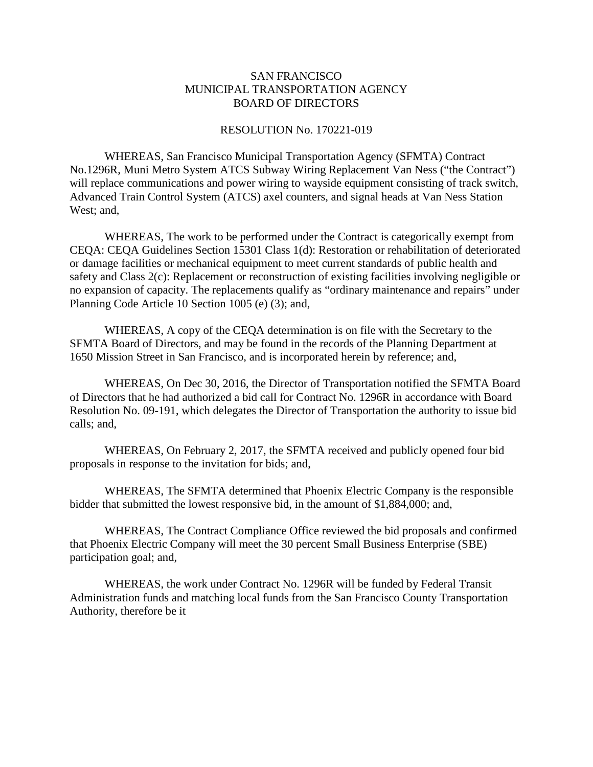SAN FRANCISCO
MUNICIPAL TRANSPORTATION AGENCY
BOARD OF DIRECTORS

RESOLUTION No. 170221-019

WHEREAS, San Francisco Municipal Transportation Agency (SFMTA) Contract No.1296R, Muni Metro System ATCS Subway Wiring Replacement Van Ness ("the Contract") will replace communications and power wiring to wayside equipment consisting of track switch, Advanced Train Control System (ATCS) axel counters, and signal heads at Van Ness Station West; and,

WHEREAS, The work to be performed under the Contract is categorically exempt from CEQA: CEQA Guidelines Section 15301 Class 1(d): Restoration or rehabilitation of deteriorated or damage facilities or mechanical equipment to meet current standards of public health and safety and Class 2(c): Replacement or reconstruction of existing facilities involving negligible or no expansion of capacity. The replacements qualify as "ordinary maintenance and repairs" under Planning Code Article 10 Section 1005 (e) (3); and,

WHEREAS, A copy of the CEQA determination is on file with the Secretary to the SFMTA Board of Directors, and may be found in the records of the Planning Department at 1650 Mission Street in San Francisco, and is incorporated herein by reference; and,

WHEREAS, On Dec 30, 2016, the Director of Transportation notified the SFMTA Board of Directors that he had authorized a bid call for Contract No. 1296R in accordance with Board Resolution No. 09-191, which delegates the Director of Transportation the authority to issue bid calls; and,

WHEREAS, On February 2, 2017, the SFMTA received and publicly opened four bid proposals in response to the invitation for bids; and,

WHEREAS, The SFMTA determined that Phoenix Electric Company is the responsible bidder that submitted the lowest responsive bid, in the amount of $1,884,000; and,

WHEREAS, The Contract Compliance Office reviewed the bid proposals and confirmed that Phoenix Electric Company will meet the 30 percent Small Business Enterprise (SBE) participation goal; and,

WHEREAS, the work under Contract No. 1296R will be funded by Federal Transit Administration funds and matching local funds from the San Francisco County Transportation Authority, therefore be it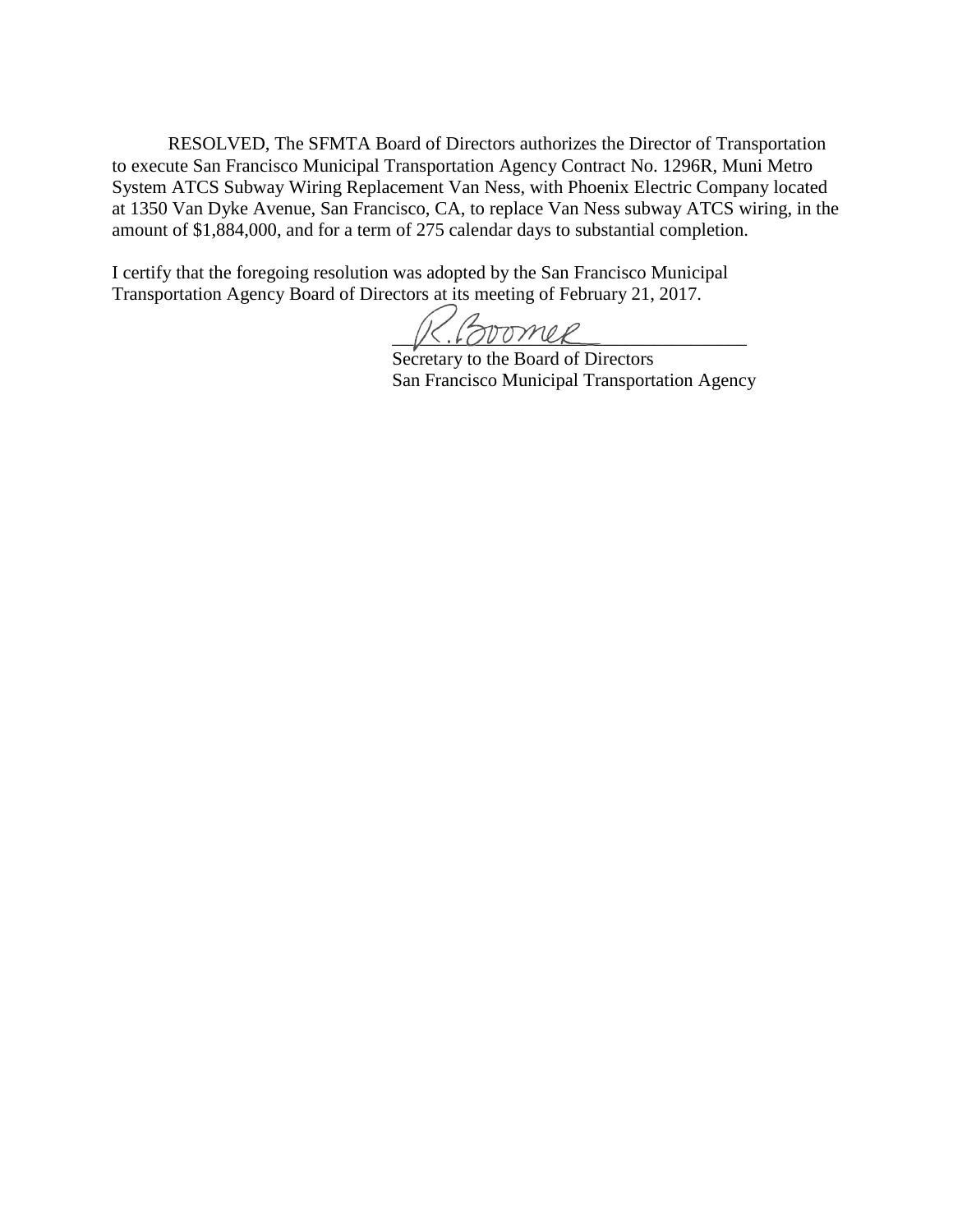RESOLVED, The SFMTA Board of Directors authorizes the Director of Transportation to execute San Francisco Municipal Transportation Agency Contract No. 1296R, Muni Metro System ATCS Subway Wiring Replacement Van Ness, with Phoenix Electric Company located at 1350 Van Dyke Avenue, San Francisco, CA, to replace Van Ness subway ATCS wiring, in the amount of $1,884,000, and for a term of 275 calendar days to substantial completion.

I certify that the foregoing resolution was adopted by the San Francisco Municipal Transportation Agency Board of Directors at its meeting of February 21, 2017.

R. Boomer

Secretary to the Board of Directors
San Francisco Municipal Transportation Agency